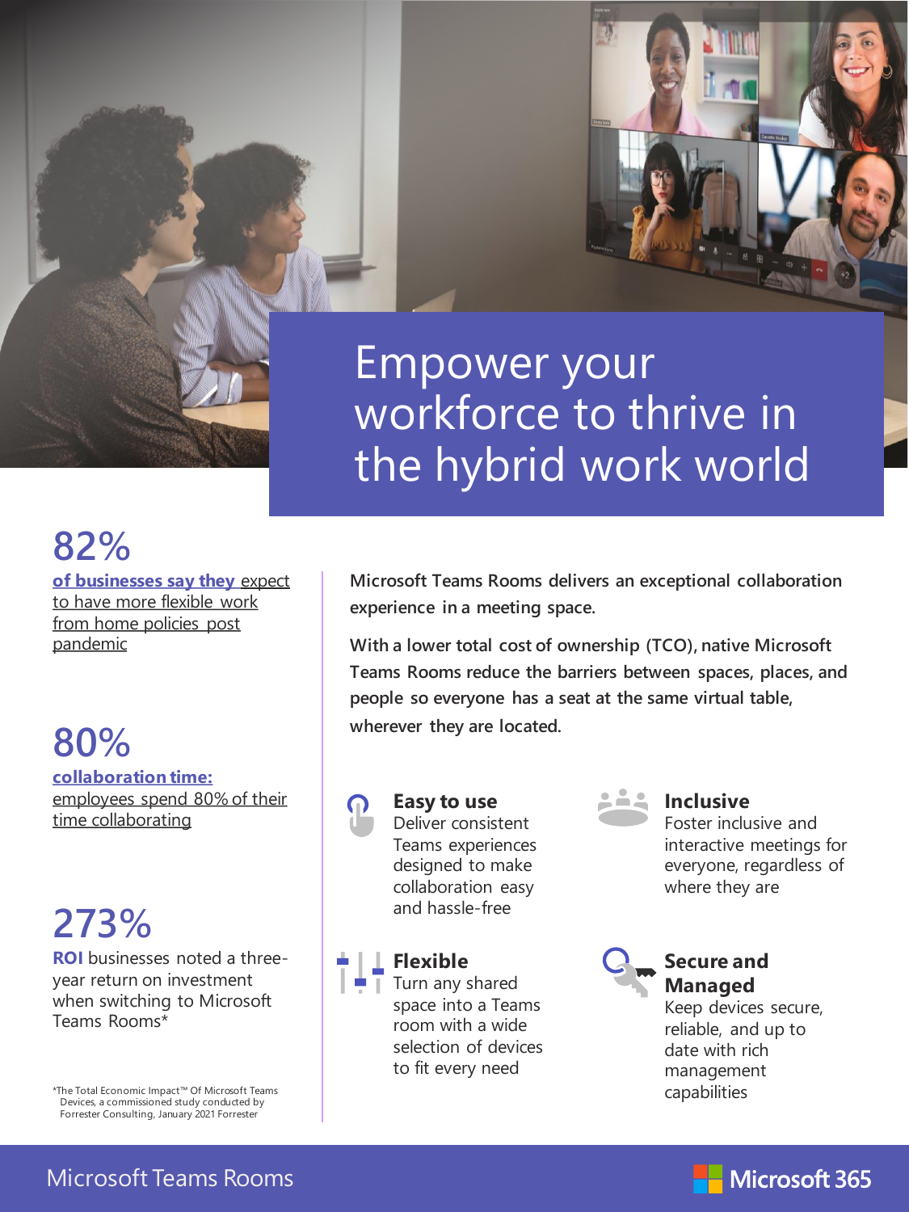# Empower your workforce to thrive in the hybrid work world

## 82%

**of businesses say they** expect to have more flexible work from home policies post pandemic

## 80%

**collaboration time:** employees spend 80% of their time collaborating

## 273%

**ROI** businesses noted a three-year return on investment when switching to Microsoft Teams Rooms*

*The Total Economic Impact™ Of Microsoft Teams Devices, a commissioned study conducted by Forrester Consulting, January 2021 Forrester

Microsoft Teams Rooms delivers an exceptional collaboration experience in a meeting space.

With a lower total cost of ownership (TCO), native Microsoft Teams Rooms reduce the barriers between spaces, places, and people so everyone has a seat at the same virtual table, wherever they are located.

### Easy to use

Deliver consistent Teams experiences designed to make collaboration easy and hassle-free

### Inclusive

Foster inclusive and interactive meetings for everyone, regardless of where they are

### Flexible

Turn any shared space into a Teams room with a wide selection of devices to fit every need

### Secure and Managed

Keep devices secure, reliable, and up to date with rich management capabilities

Microsoft Teams Rooms

Microsoft 365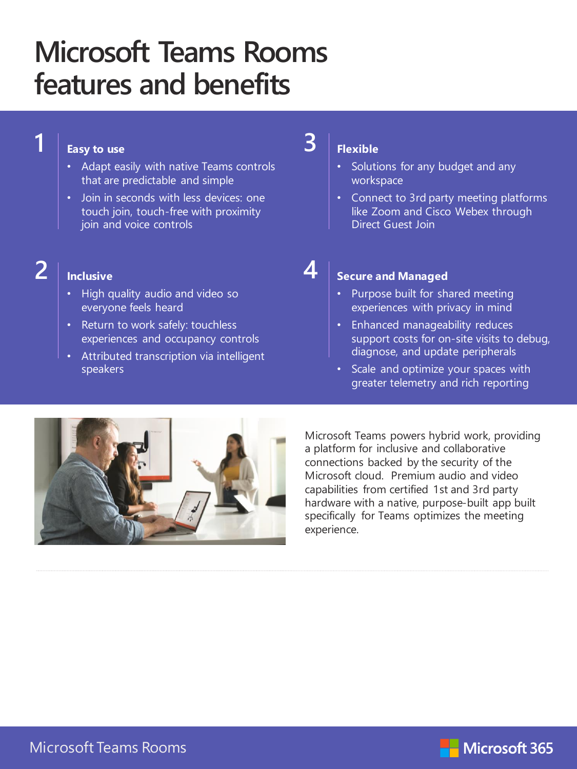# Microsoft Teams Rooms features and benefits

## 1 Easy to use

- Adapt easily with native Teams controls that are predictable and simple
- Join in seconds with less devices: one touch join, touch-free with proximity join and voice controls

## 2 Inclusive

- High quality audio and video so everyone feels heard
- Return to work safely: touchless experiences and occupancy controls
- Attributed transcription via intelligent speakers

## 3 Flexible

- Solutions for any budget and any workspace
- Connect to 3rd party meeting platforms like Zoom and Cisco Webex through Direct Guest Join

## 4 Secure and Managed

- Purpose built for shared meeting experiences with privacy in mind
- Enhanced manageability reduces support costs for on-site visits to debug, diagnose, and update peripherals
- Scale and optimize your spaces with greater telemetry and rich reporting

Microsoft Teams powers hybrid work, providing a platform for inclusive and collaborative connections backed by the security of the Microsoft cloud. Premium audio and video capabilities from certified 1st and 3rd party hardware with a native, purpose-built app built specifically for Teams optimizes the meeting experience.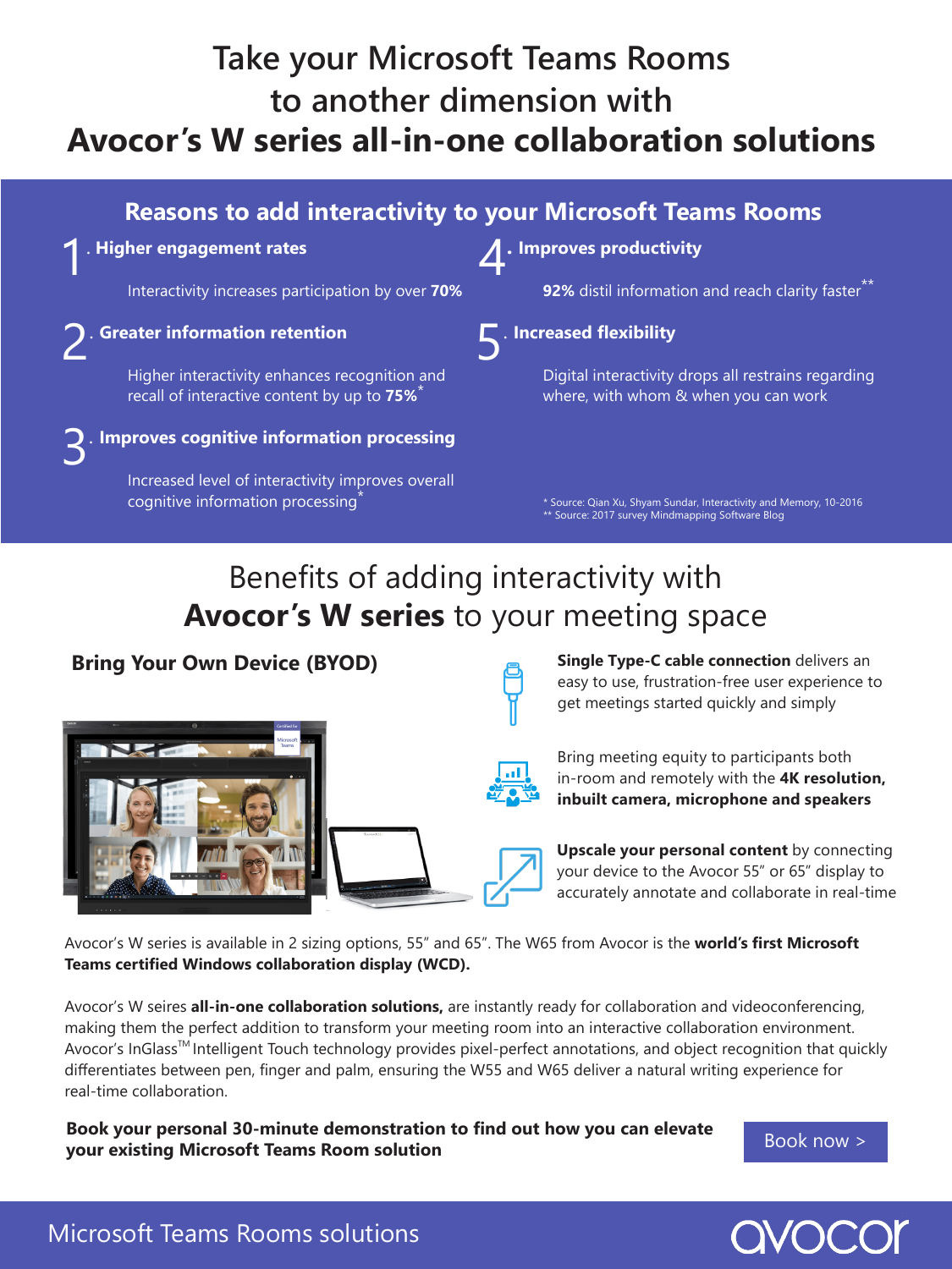# Take your Microsoft Teams Rooms to another dimension with **Avocor's W series all-in-one collaboration solutions**

## Reasons to add interactivity to your Microsoft Teams Rooms

1. **Higher engagement rates**

   Interactivity increases participation by over **70%**

2. **Greater information retention**

   Higher interactivity enhances recognition and recall of interactive content by up to **75%***

3. **Improves cognitive information processing**

   Increased level of interactivity improves overall cognitive information processing*

4. **Improves productivity**

   **92%** distil information and reach clarity faster**

5. **Increased flexibility**

   Digital interactivity drops all restrains regarding where, with whom & when you can work

* Source: Qian Xu, Shyam Sundar, Interactivity and Memory, 10-2016
** Source: 2017 survey Mindmapping Software Blog

## Benefits of adding interactivity with **Avocor's W series** to your meeting space

### Bring Your Own Device (BYOD)

**Single Type-C cable connection** delivers an easy to use, frustration-free user experience to get meetings started quickly and simply

Bring meeting equity to participants both in-room and remotely with the **4K resolution, inbuilt camera, microphone and speakers**

**Upscale your personal content** by connecting your device to the Avocor 55" or 65" display to accurately annotate and collaborate in real-time

Avocor's W series is available in 2 sizing options, 55" and 65". The W65 from Avocor is the **world's first Microsoft Teams certified Windows collaboration display (WCD).**

Avocor's W seires **all-in-one collaboration solutions,** are instantly ready for collaboration and videoconferencing, making them the perfect addition to transform your meeting room into an interactive collaboration environment. Avocor's InGlass™ Intelligent Touch technology provides pixel-perfect annotations, and object recognition that quickly differentiates between pen, finger and palm, ensuring the W55 and W65 deliver a natural writing experience for real-time collaboration.

**Book your personal 30-minute demonstration to find out how you can elevate your existing Microsoft Teams Room solution**

Book now >

Microsoft Teams Rooms solutions

avocor